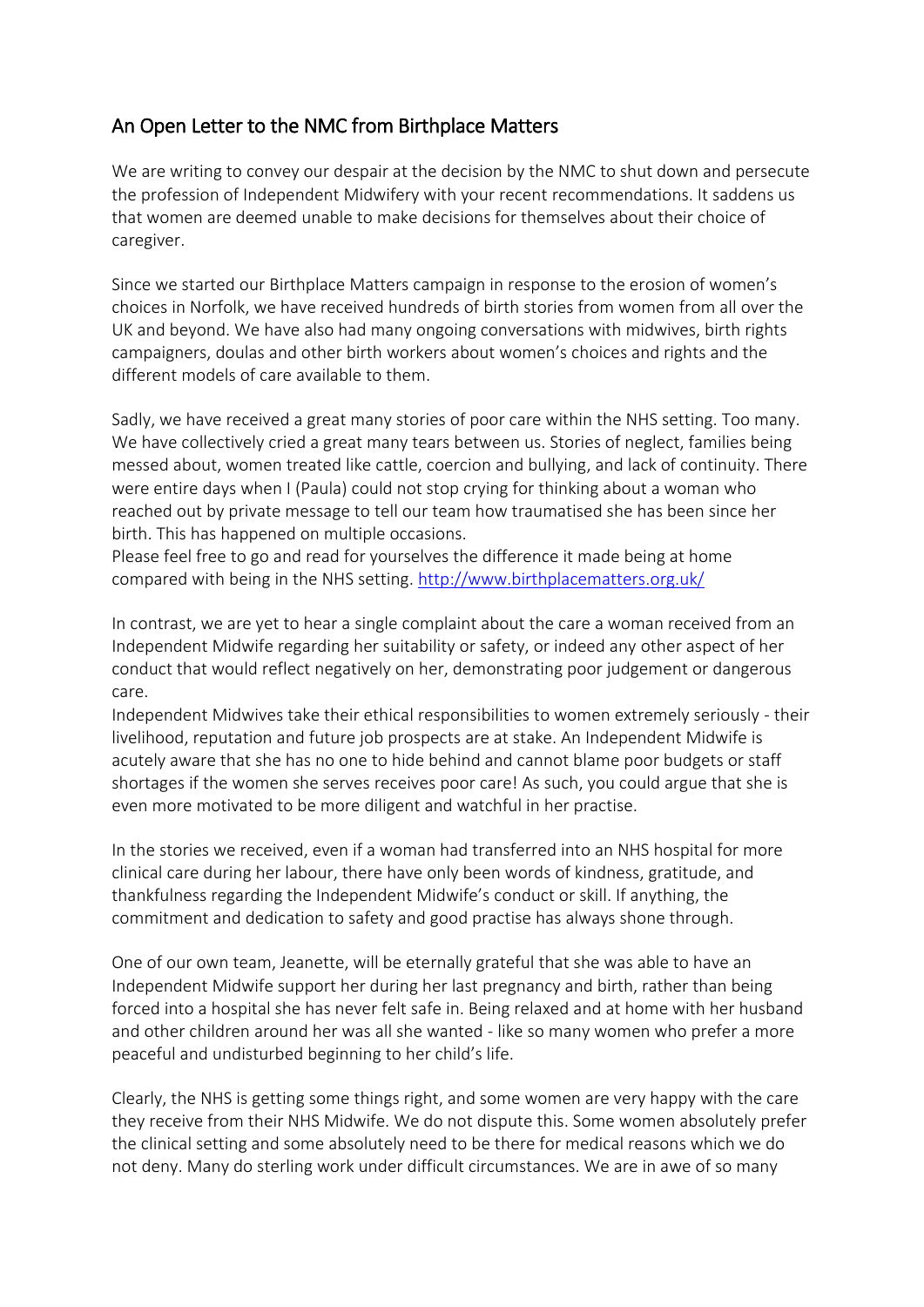## An Open Letter to the NMC from Birthplace Matters

We are writing to convey our despair at the decision by the NMC to shut down and persecute the profession of Independent Midwifery with your recent recommendations. It saddens us that women are deemed unable to make decisions for themselves about their choice of caregiver.

Since we started our Birthplace Matters campaign in response to the erosion of women's choices in Norfolk, we have received hundreds of birth stories from women from all over the UK and beyond. We have also had many ongoing conversations with midwives, birth rights campaigners, doulas and other birth workers about women's choices and rights and the different models of care available to them.

Sadly, we have received a great many stories of poor care within the NHS setting. Too many. We have collectively cried a great many tears between us. Stories of neglect, families being messed about, women treated like cattle, coercion and bullying, and lack of continuity. There were entire days when I (Paula) could not stop crying for thinking about a woman who reached out by private message to tell our team how traumatised she has been since her birth. This has happened on multiple occasions.
Please feel free to go and read for yourselves the difference it made being at home compared with being in the NHS setting. [http://www.birthplacematters.org.uk/](http://www.birthplacematters.org.uk/)

In contrast, we are yet to hear a single complaint about the care a woman received from an Independent Midwife regarding her suitability or safety, or indeed any other aspect of her conduct that would reflect negatively on her, demonstrating poor judgement or dangerous care.
Independent Midwives take their ethical responsibilities to women extremely seriously - their livelihood, reputation and future job prospects are at stake. An Independent Midwife is acutely aware that she has no one to hide behind and cannot blame poor budgets or staff shortages if the women she serves receives poor care! As such, you could argue that she is even more motivated to be more diligent and watchful in her practise.

In the stories we received, even if a woman had transferred into an NHS hospital for more clinical care during her labour, there have only been words of kindness, gratitude, and thankfulness regarding the Independent Midwife's conduct or skill. If anything, the commitment and dedication to safety and good practise has always shone through.

One of our own team, Jeanette, will be eternally grateful that she was able to have an Independent Midwife support her during her last pregnancy and birth, rather than being forced into a hospital she has never felt safe in. Being relaxed and at home with her husband and other children around her was all she wanted - like so many women who prefer a more peaceful and undisturbed beginning to her child's life.

Clearly, the NHS is getting some things right, and some women are very happy with the care they receive from their NHS Midwife. We do not dispute this. Some women absolutely prefer the clinical setting and some absolutely need to be there for medical reasons which we do not deny. Many do sterling work under difficult circumstances. We are in awe of so many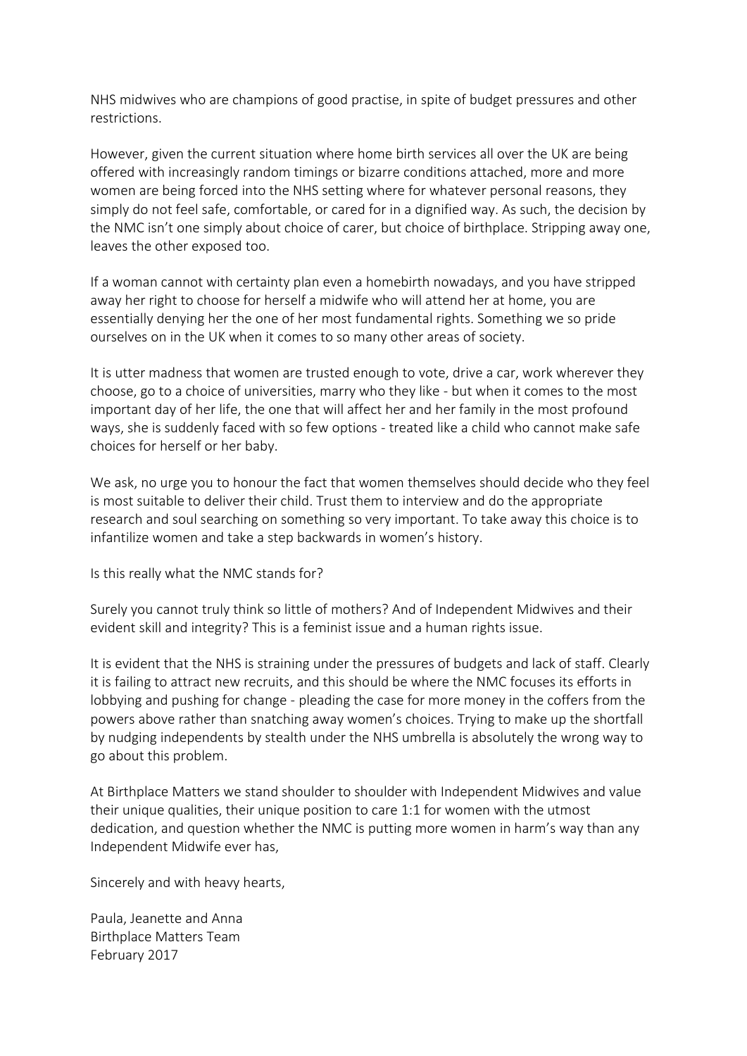NHS midwives who are champions of good practise, in spite of budget pressures and other restrictions.

However, given the current situation where home birth services all over the UK are being offered with increasingly random timings or bizarre conditions attached, more and more women are being forced into the NHS setting where for whatever personal reasons, they simply do not feel safe, comfortable, or cared for in a dignified way. As such, the decision by the NMC isn't one simply about choice of carer, but choice of birthplace. Stripping away one, leaves the other exposed too.

If a woman cannot with certainty plan even a homebirth nowadays, and you have stripped away her right to choose for herself a midwife who will attend her at home, you are essentially denying her the one of her most fundamental rights. Something we so pride ourselves on in the UK when it comes to so many other areas of society.

It is utter madness that women are trusted enough to vote, drive a car, work wherever they choose, go to a choice of universities, marry who they like - but when it comes to the most important day of her life, the one that will affect her and her family in the most profound ways, she is suddenly faced with so few options - treated like a child who cannot make safe choices for herself or her baby.

We ask, no urge you to honour the fact that women themselves should decide who they feel is most suitable to deliver their child. Trust them to interview and do the appropriate research and soul searching on something so very important. To take away this choice is to infantilize women and take a step backwards in women's history.

Is this really what the NMC stands for?

Surely you cannot truly think so little of mothers? And of Independent Midwives and their evident skill and integrity? This is a feminist issue and a human rights issue.

It is evident that the NHS is straining under the pressures of budgets and lack of staff. Clearly it is failing to attract new recruits, and this should be where the NMC focuses its efforts in lobbying and pushing for change - pleading the case for more money in the coffers from the powers above rather than snatching away women's choices. Trying to make up the shortfall by nudging independents by stealth under the NHS umbrella is absolutely the wrong way to go about this problem.

At Birthplace Matters we stand shoulder to shoulder with Independent Midwives and value their unique qualities, their unique position to care 1:1 for women with the utmost dedication, and question whether the NMC is putting more women in harm's way than any Independent Midwife ever has,

Sincerely and with heavy hearts,

Paula, Jeanette and Anna
Birthplace Matters Team
February 2017